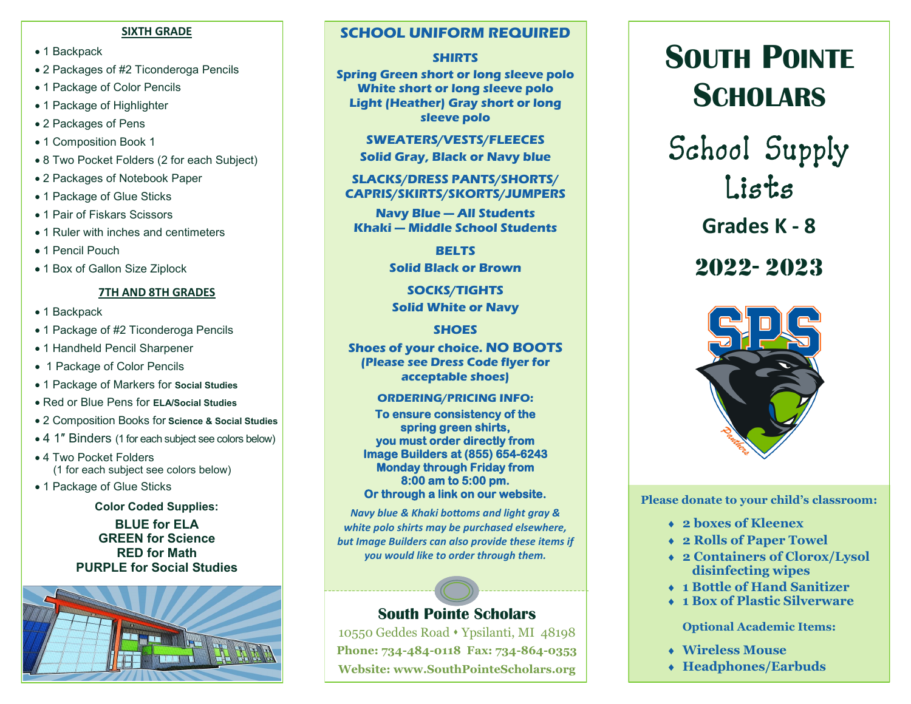## SIXTH GRADE

- 1 Backpack
- 2 Packages of #2 Ticonderoga Pencils
- 1 Package of Color Pencils
- 1 Package of Highlighter
- 2 Packages of Pens
- 1 Composition Book 1
- 8 Two Pocket Folders (2 for each Subject)
- 2 Packages of Notebook Paper
- 1 Package of Glue Sticks
- 1 Pair of Fiskars Scissors
- 1 Ruler with inches and centimeters
- 1 Pencil Pouch
- 1 Box of Gallon Size Ziplock

## 7TH AND 8TH GRADES

- 1 Backpack
- 1 Package of #2 Ticonderoga Pencils
- 1 Handheld Pencil Sharpener
- 1 Package of Color Pencils
- 1 Package of Markers for **Social Studies**
- Red or Blue Pens for **ELA/Social Studies**
- 2 Composition Books for **Science & Social Studies**
- 4 1″ Binders (1 for each subject see colors below)
- 4 Two Pocket Folders (1 for each subject see colors below)
- 1 Package of Glue Sticks

**Color Coded Supplies:**

**BLUE for ELA**
**GREEN for Science**
**RED for Math**
**PURPLE for Social Studies**

## SCHOOL UNIFORM REQUIRED

**SHIRTS**

**Spring Green short or long sleeve polo**
**White short or long sleeve polo**
**Light (Heather) Gray short or long sleeve polo**

**SWEATERS/VESTS/FLEECES**

**Solid Gray, Black or Navy blue**

**SLACKS/DRESS PANTS/SHORTS/ CAPRIS/SKIRTS/SKORTS/JUMPERS**

**Navy Blue — All Students**
**Khaki — Middle School Students**

**BELTS**

**Solid Black or Brown**

**SOCKS/TIGHTS**

**Solid White or Navy**

**SHOES**

**Shoes of your choice. NO BOOTS (Please see Dress Code flyer for acceptable shoes)**

**ORDERING/PRICING INFO:**

**To ensure consistency of the spring green shirts, you must order directly from Image Builders at (855) 654-6243 Monday through Friday from 8:00 am to 5:00 pm. Or through a link on our website.**

*Navy blue & Khaki bottoms and light gray & white polo shirts may be purchased elsewhere, but Image Builders can also provide these items if you would like to order through them.*

**South Pointe Scholars**

10550 Geddes Road ♦ Ypsilanti, MI 48198
**Phone: 734-484-0118 Fax: 734-864-0353**
**Website: www.SouthPointeScholars.org**

# SOUTH POINTE SCHOLARS

## School Supply Lists

### Grades K - 8

### 2022- 2023

**Please donate to your child's classroom:**

- **2 boxes of Kleenex**
- **2 Rolls of Paper Towel**
- **2 Containers of Clorox/Lysol disinfecting wipes**
- **1 Bottle of Hand Sanitizer**
- **1 Box of Plastic Silverware**

**Optional Academic Items:**

- **Wireless Mouse**
- **Headphones/Earbuds**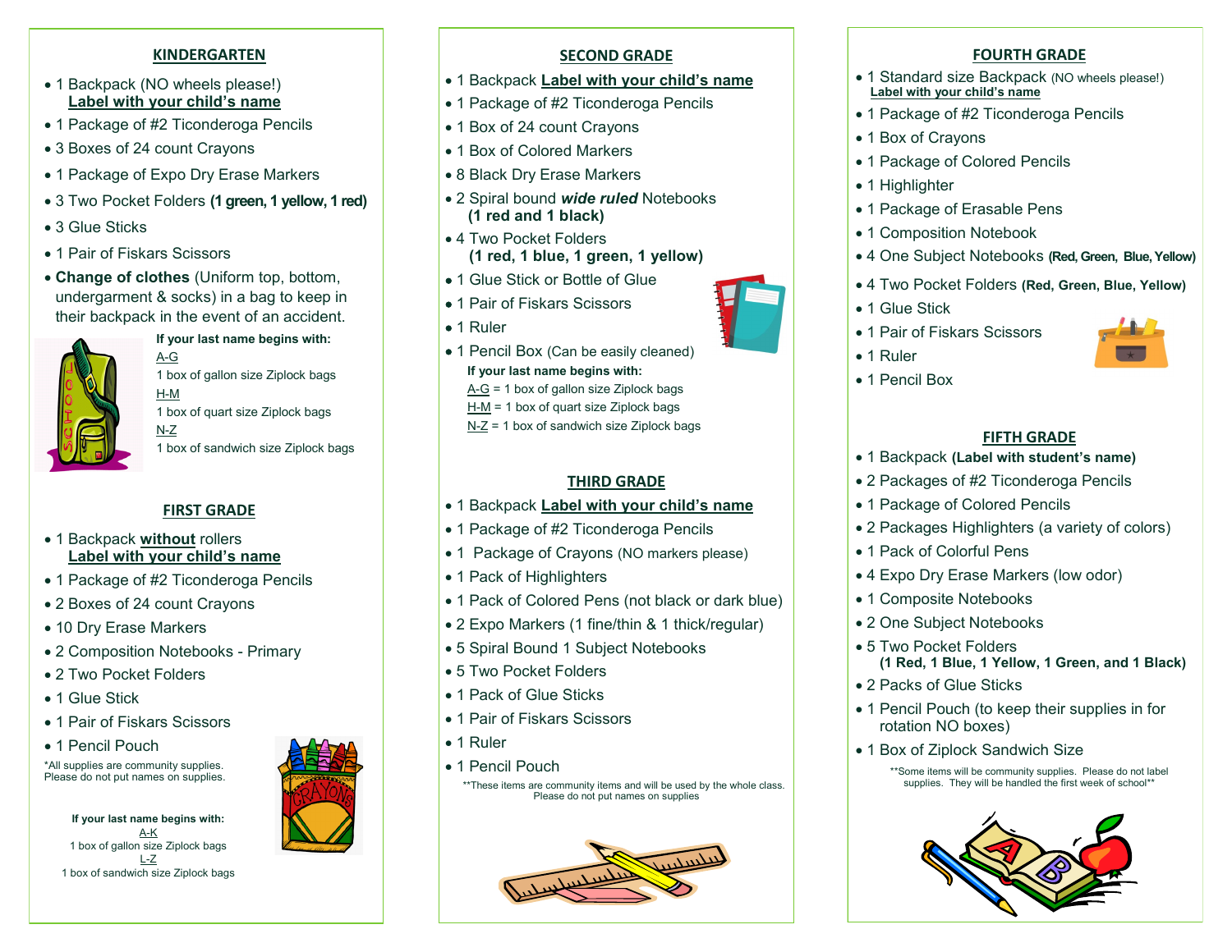## KINDERGARTEN

- 1 Backpack (NO wheels please!)
  **Label with your child's name**
- 1 Package of #2 Ticonderoga Pencils
- 3 Boxes of 24 count Crayons
- 1 Package of Expo Dry Erase Markers
- 3 Two Pocket Folders **(1 green, 1 yellow, 1 red)**
- 3 Glue Sticks
- 1 Pair of Fiskars Scissors
- **Change of clothes** (Uniform top, bottom, undergarment & socks) in a bag to keep in their backpack in the event of an accident.

**If your last name begins with:**

A-G
1 box of gallon size Ziplock bags

H-M
1 box of quart size Ziplock bags

N-Z
1 box of sandwich size Ziplock bags

## FIRST GRADE

- 1 Backpack **without** rollers
  **Label with your child's name**
- 1 Package of #2 Ticonderoga Pencils
- 2 Boxes of 24 count Crayons
- 10 Dry Erase Markers
- 2 Composition Notebooks - Primary
- 2 Two Pocket Folders
- 1 Glue Stick
- 1 Pair of Fiskars Scissors
- 1 Pencil Pouch

*All supplies are community supplies. Please do not put names on supplies.

**If your last name begins with:**

A-K
1 box of gallon size Ziplock bags

L-Z
1 box of sandwich size Ziplock bags

## SECOND GRADE

- 1 Backpack **Label with your child's name**
- 1 Package of #2 Ticonderoga Pencils
- 1 Box of 24 count Crayons
- 1 Box of Colored Markers
- 8 Black Dry Erase Markers
- 2 Spiral bound ***wide ruled*** Notebooks **(1 red and 1 black)**
- 4 Two Pocket Folders **(1 red, 1 blue, 1 green, 1 yellow)**
- 1 Glue Stick or Bottle of Glue
- 1 Pair of Fiskars Scissors
- 1 Ruler
- 1 Pencil Box (Can be easily cleaned)

**If your last name begins with:**

A-G = 1 box of gallon size Ziplock bags
H-M = 1 box of quart size Ziplock bags
N-Z = 1 box of sandwich size Ziplock bags

## THIRD GRADE

- 1 Backpack **Label with your child's name**
- 1 Package of #2 Ticonderoga Pencils
- 1 Package of Crayons (NO markers please)
- 1 Pack of Highlighters
- 1 Pack of Colored Pens (not black or dark blue)
- 2 Expo Markers (1 fine/thin & 1 thick/regular)
- 5 Spiral Bound 1 Subject Notebooks
- 5 Two Pocket Folders
- 1 Pack of Glue Sticks
- 1 Pair of Fiskars Scissors
- 1 Ruler
- 1 Pencil Pouch

**These items are community items and will be used by the whole class. Please do not put names on supplies

## FOURTH GRADE

- 1 Standard size Backpack (NO wheels please!)
  **Label with your child's name**
- 1 Package of #2 Ticonderoga Pencils
- 1 Box of Crayons
- 1 Package of Colored Pencils
- 1 Highlighter
- 1 Package of Erasable Pens
- 1 Composition Notebook
- 4 One Subject Notebooks **(Red, Green, Blue, Yellow)**
- 4 Two Pocket Folders **(Red, Green, Blue, Yellow)**
- 1 Glue Stick
- 1 Pair of Fiskars Scissors
- 1 Ruler
- 1 Pencil Box

## FIFTH GRADE

- 1 Backpack **(Label with student's name)**
- 2 Packages of #2 Ticonderoga Pencils
- 1 Package of Colored Pencils
- 2 Packages Highlighters (a variety of colors)
- 1 Pack of Colorful Pens
- 4 Expo Dry Erase Markers (low odor)
- 1 Composite Notebooks
- 2 One Subject Notebooks
- 5 Two Pocket Folders
  **(1 Red, 1 Blue, 1 Yellow, 1 Green, and 1 Black)**
- 2 Packs of Glue Sticks
- 1 Pencil Pouch (to keep their supplies in for rotation NO boxes)
- 1 Box of Ziplock Sandwich Size

**Some items will be community supplies. Please do not label supplies. They will be handled the first week of school**